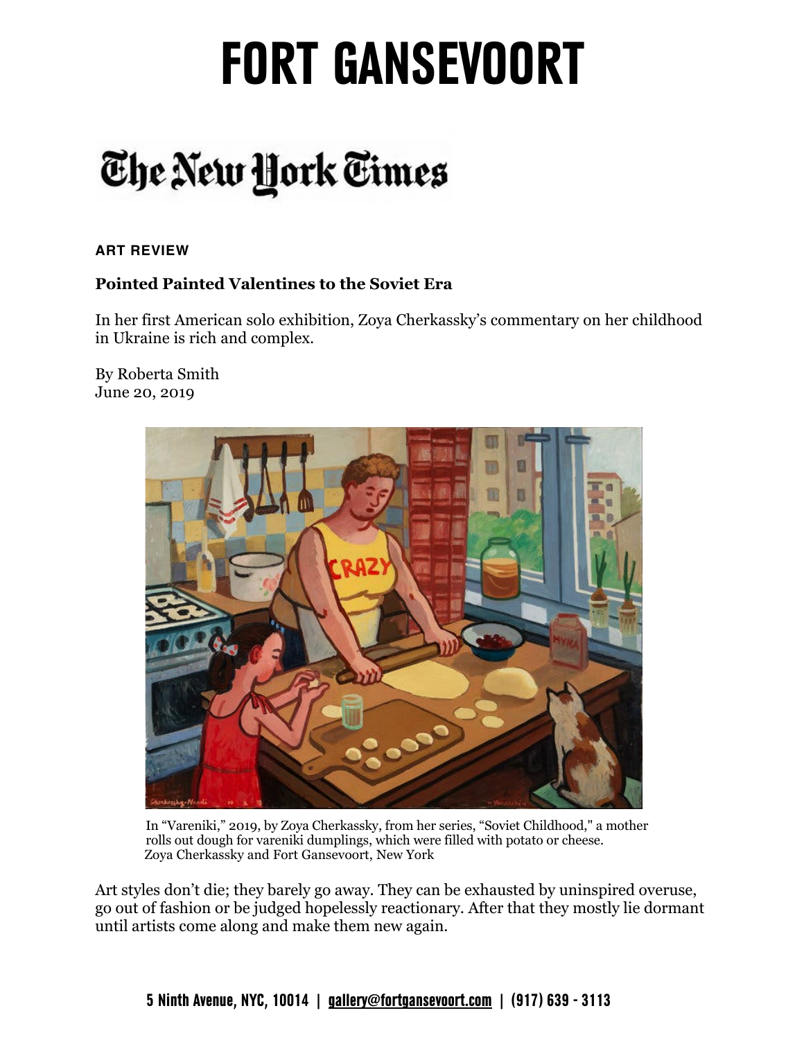# FORT GANSEVOORT

The New York Times

**ART REVIEW**

## Pointed Painted Valentines to the Soviet Era

In her first American solo exhibition, Zoya Cherkassky's commentary on her childhood in Ukraine is rich and complex.

By Roberta Smith
June 20, 2019

In "Vareniki," 2019, by Zoya Cherkassky, from her series, "Soviet Childhood," a mother rolls out dough for vareniki dumplings, which were filled with potato or cheese.
Zoya Cherkassky and Fort Gansevoort, New York

Art styles don't die; they barely go away. They can be exhausted by uninspired overuse, go out of fashion or be judged hopelessly reactionary. After that they mostly lie dormant until artists come along and make them new again.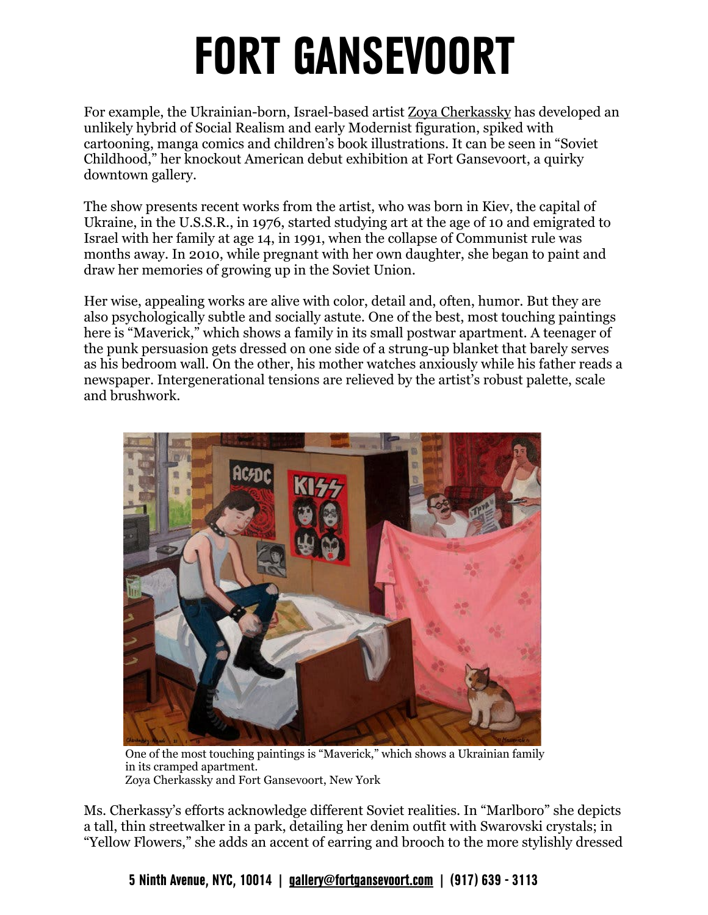For example, the Ukrainian-born, Israel-based artist Zoya Cherkassky has developed an unlikely hybrid of Social Realism and early Modernist figuration, spiked with cartooning, manga comics and children's book illustrations. It can be seen in "Soviet Childhood," her knockout American debut exhibition at Fort Gansevoort, a quirky downtown gallery.

The show presents recent works from the artist, who was born in Kiev, the capital of Ukraine, in the U.S.S.R., in 1976, started studying art at the age of 10 and emigrated to Israel with her family at age 14, in 1991, when the collapse of Communist rule was months away. In 2010, while pregnant with her own daughter, she began to paint and draw her memories of growing up in the Soviet Union.

Her wise, appealing works are alive with color, detail and, often, humor. But they are also psychologically subtle and socially astute. One of the best, most touching paintings here is "Maverick," which shows a family in its small postwar apartment. A teenager of the punk persuasion gets dressed on one side of a strung-up blanket that barely serves as his bedroom wall. On the other, his mother watches anxiously while his father reads a newspaper. Intergenerational tensions are relieved by the artist's robust palette, scale and brushwork.

One of the most touching paintings is "Maverick," which shows a Ukrainian family in its cramped apartment.
Zoya Cherkassky and Fort Gansevoort, New York

Ms. Cherkassy's efforts acknowledge different Soviet realities. In "Marlboro" she depicts a tall, thin streetwalker in a park, detailing her denim outfit with Swarovski crystals; in "Yellow Flowers," she adds an accent of earring and brooch to the more stylishly dressed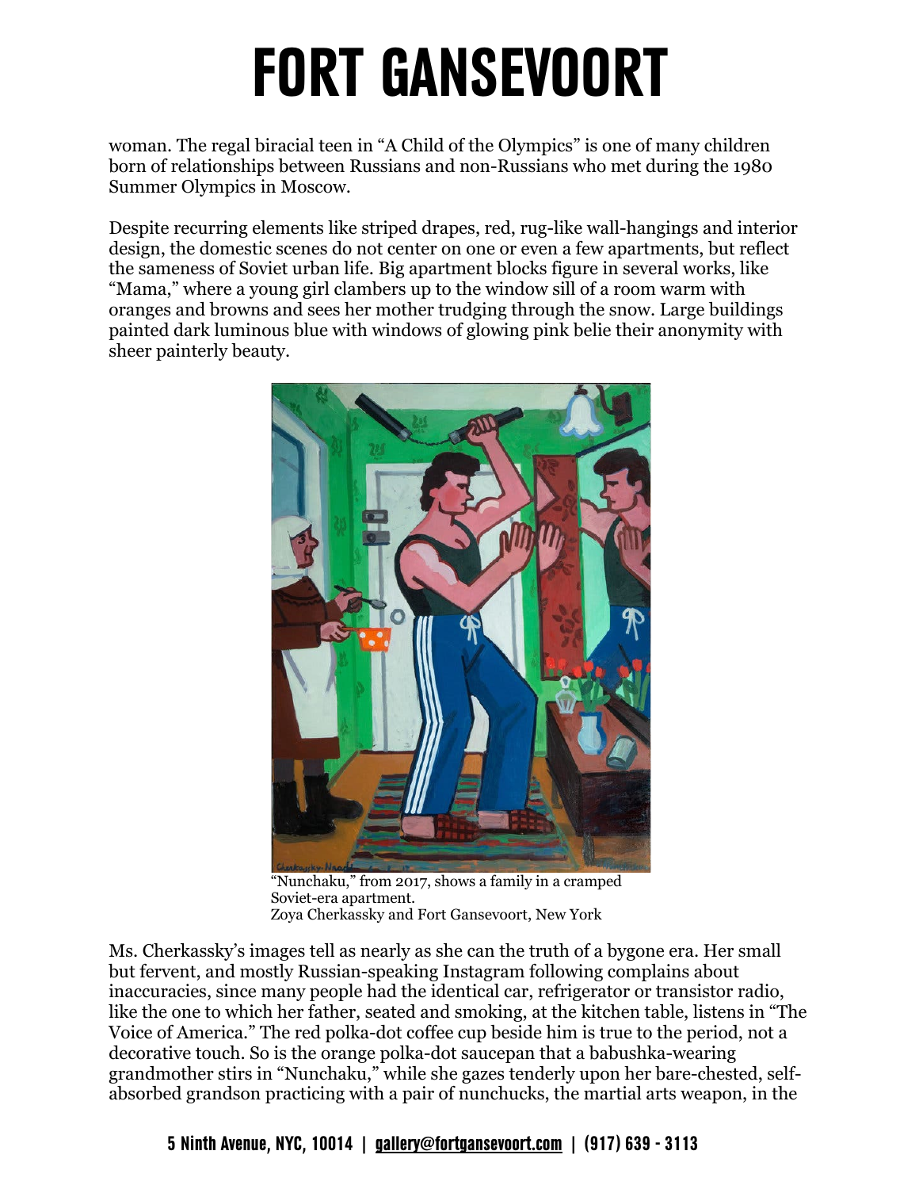woman. The regal biracial teen in “A Child of the Olympics” is one of many children born of relationships between Russians and non-Russians who met during the 1980 Summer Olympics in Moscow.

Despite recurring elements like striped drapes, red, rug-like wall-hangings and interior design, the domestic scenes do not center on one or even a few apartments, but reflect the sameness of Soviet urban life. Big apartment blocks figure in several works, like “Mama,” where a young girl clambers up to the window sill of a room warm with oranges and browns and sees her mother trudging through the snow. Large buildings painted dark luminous blue with windows of glowing pink belie their anonymity with sheer painterly beauty.

“Nunchaku,” from 2017, shows a family in a cramped Soviet-era apartment.
Zoya Cherkassky and Fort Gansevoort, New York

Ms. Cherkassky’s images tell as nearly as she can the truth of a bygone era. Her small but fervent, and mostly Russian-speaking Instagram following complains about inaccuracies, since many people had the identical car, refrigerator or transistor radio, like the one to which her father, seated and smoking, at the kitchen table, listens in “The Voice of America.” The red polka-dot coffee cup beside him is true to the period, not a decorative touch. So is the orange polka-dot saucepan that a babushka-wearing grandmother stirs in “Nunchaku,” while she gazes tenderly upon her bare-chested, self-absorbed grandson practicing with a pair of nunchucks, the martial arts weapon, in the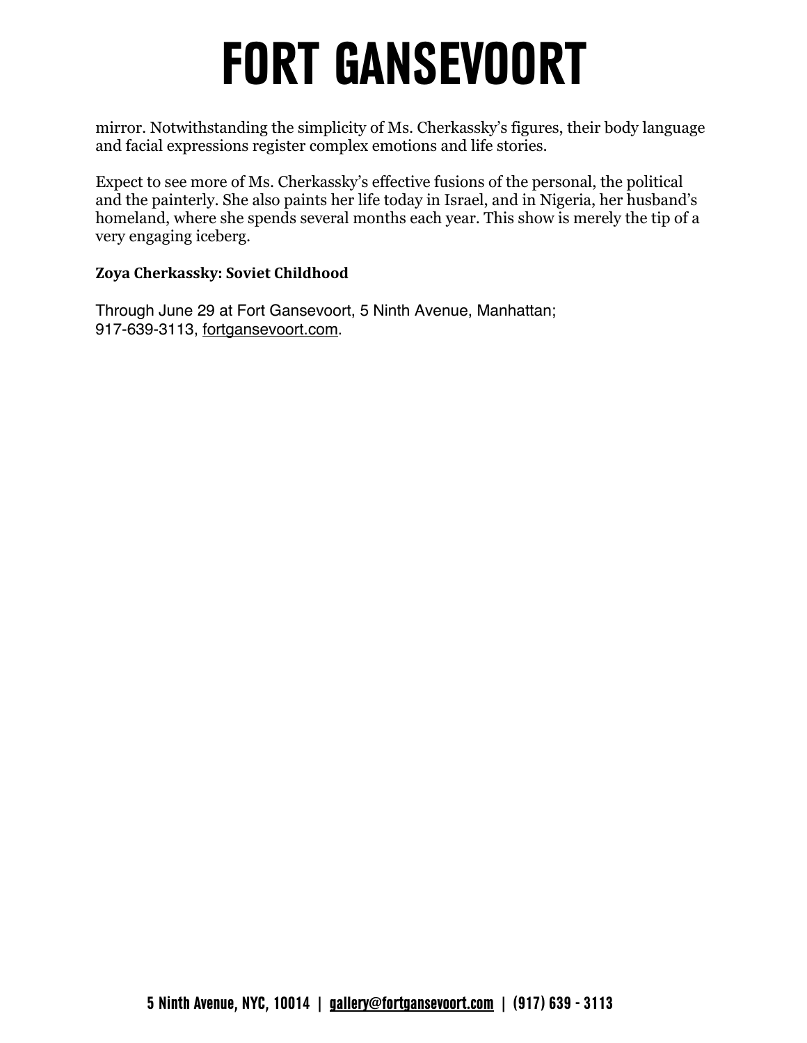mirror. Notwithstanding the simplicity of Ms. Cherkassky's figures, their body language and facial expressions register complex emotions and life stories.

Expect to see more of Ms. Cherkassky's effective fusions of the personal, the political and the painterly. She also paints her life today in Israel, and in Nigeria, her husband's homeland, where she spends several months each year. This show is merely the tip of a very engaging iceberg.

**Zoya Cherkassky: Soviet Childhood**

Through June 29 at Fort Gansevoort, 5 Ninth Avenue, Manhattan; 917-639-3113, fortgansevoort.com.